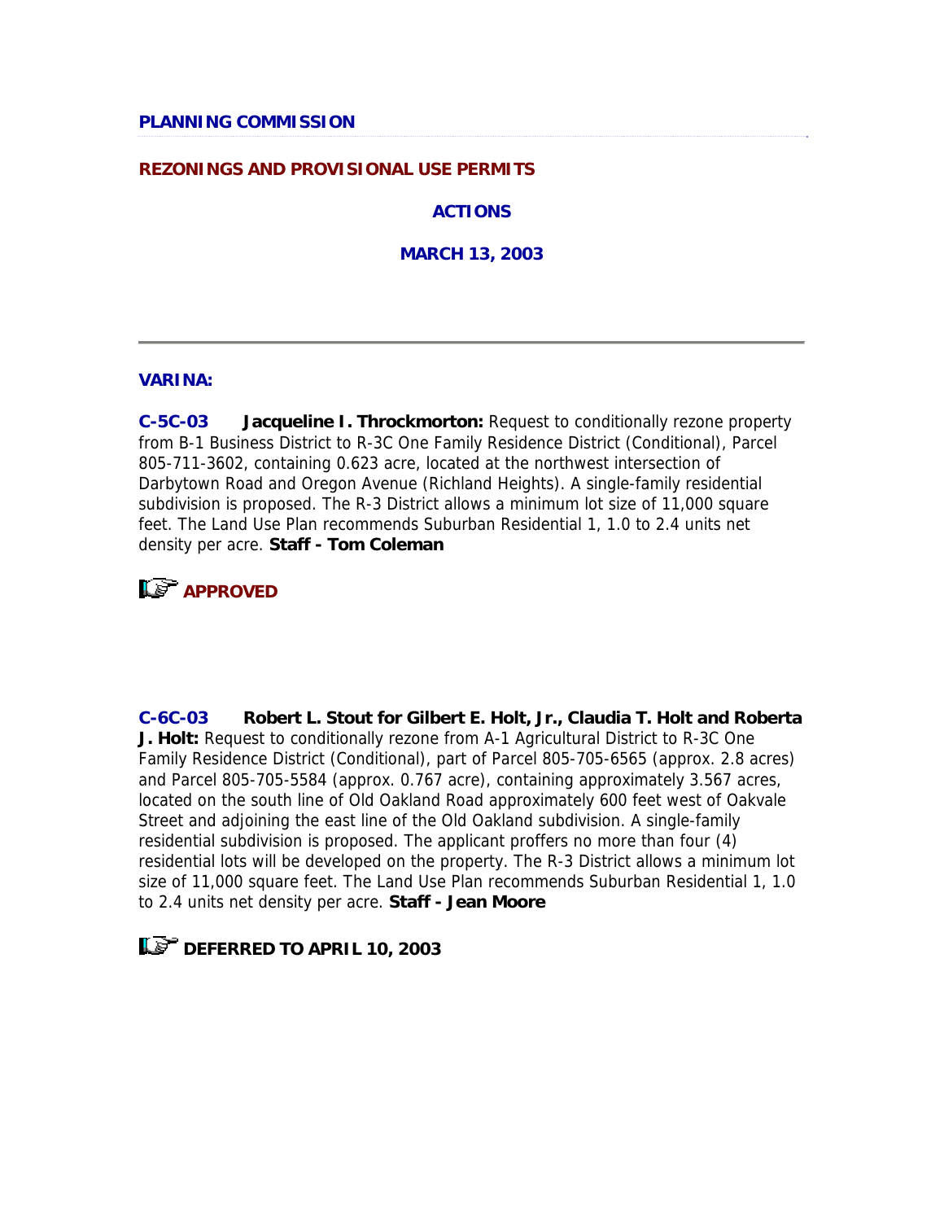**PLANNING COMMISSION**

**REZONINGS AND PROVISIONAL USE PERMITS**

**ACTIONS**

**MARCH 13, 2003**

---

**VARINA:**

**C-5C-03** **Jacqueline I. Throckmorton:** Request to conditionally rezone property from B-1 Business District to R-3C One Family Residence District (Conditional), Parcel 805-711-3602, containing 0.623 acre, located at the northwest intersection of Darbytown Road and Oregon Avenue (Richland Heights). A single-family residential subdivision is proposed. The R-3 District allows a minimum lot size of 11,000 square feet. The Land Use Plan recommends Suburban Residential 1, 1.0 to 2.4 units net density per acre. **Staff - Tom Coleman**

**APPROVED**

**C-6C-03** **Robert L. Stout for Gilbert E. Holt, Jr., Claudia T. Holt and Roberta J. Holt:** Request to conditionally rezone from A-1 Agricultural District to R-3C One Family Residence District (Conditional), part of Parcel 805-705-6565 (approx. 2.8 acres) and Parcel 805-705-5584 (approx. 0.767 acre), containing approximately 3.567 acres, located on the south line of Old Oakland Road approximately 600 feet west of Oakvale Street and adjoining the east line of the Old Oakland subdivision. A single-family residential subdivision is proposed. The applicant proffers no more than four (4) residential lots will be developed on the property. The R-3 District allows a minimum lot size of 11,000 square feet. The Land Use Plan recommends Suburban Residential 1, 1.0 to 2.4 units net density per acre. **Staff - Jean Moore**

**DEFERRED TO APRIL 10, 2003**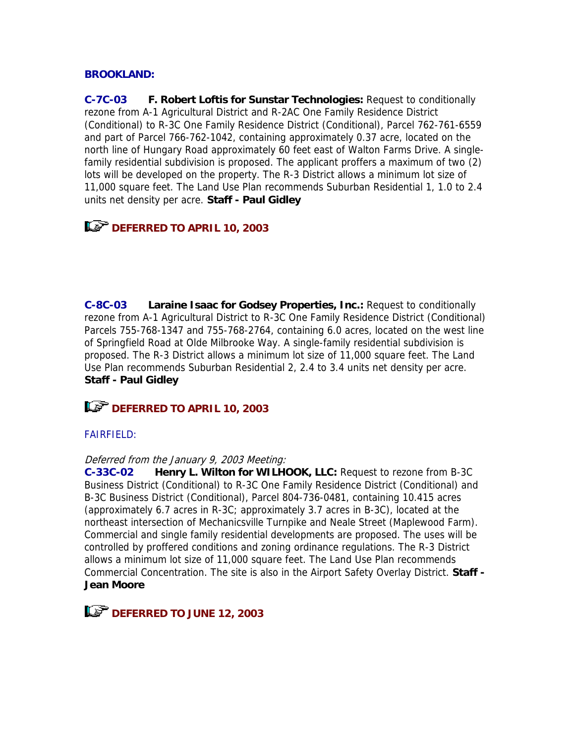**BROOKLAND:**

**C-7C-03** **F. Robert Loftis for Sunstar Technologies:** Request to conditionally rezone from A-1 Agricultural District and R-2AC One Family Residence District (Conditional) to R-3C One Family Residence District (Conditional), Parcel 762-761-6559 and part of Parcel 766-762-1042, containing approximately 0.37 acre, located on the north line of Hungary Road approximately 60 feet east of Walton Farms Drive. A single-family residential subdivision is proposed. The applicant proffers a maximum of two (2) lots will be developed on the property. The R-3 District allows a minimum lot size of 11,000 square feet. The Land Use Plan recommends Suburban Residential 1, 1.0 to 2.4 units net density per acre. **Staff - Paul Gidley**

**DEFERRED TO APRIL 10, 2003**

**C-8C-03** **Laraine Isaac for Godsey Properties, Inc.:** Request to conditionally rezone from A-1 Agricultural District to R-3C One Family Residence District (Conditional) Parcels 755-768-1347 and 755-768-2764, containing 6.0 acres, located on the west line of Springfield Road at Olde Milbrooke Way. A single-family residential subdivision is proposed. The R-3 District allows a minimum lot size of 11,000 square feet. The Land Use Plan recommends Suburban Residential 2, 2.4 to 3.4 units net density per acre. **Staff - Paul Gidley**

**DEFERRED TO APRIL 10, 2003**

FAIRFIELD:

*Deferred from the January 9, 2003 Meeting:*
**C-33C-02** **Henry L. Wilton for WILHOOK, LLC:** Request to rezone from B-3C Business District (Conditional) to R-3C One Family Residence District (Conditional) and B-3C Business District (Conditional), Parcel 804-736-0481, containing 10.415 acres (approximately 6.7 acres in R-3C; approximately 3.7 acres in B-3C), located at the northeast intersection of Mechanicsville Turnpike and Neale Street (Maplewood Farm). Commercial and single family residential developments are proposed. The uses will be controlled by proffered conditions and zoning ordinance regulations. The R-3 District allows a minimum lot size of 11,000 square feet. The Land Use Plan recommends Commercial Concentration. The site is also in the Airport Safety Overlay District. **Staff - Jean Moore**

**DEFERRED TO JUNE 12, 2003**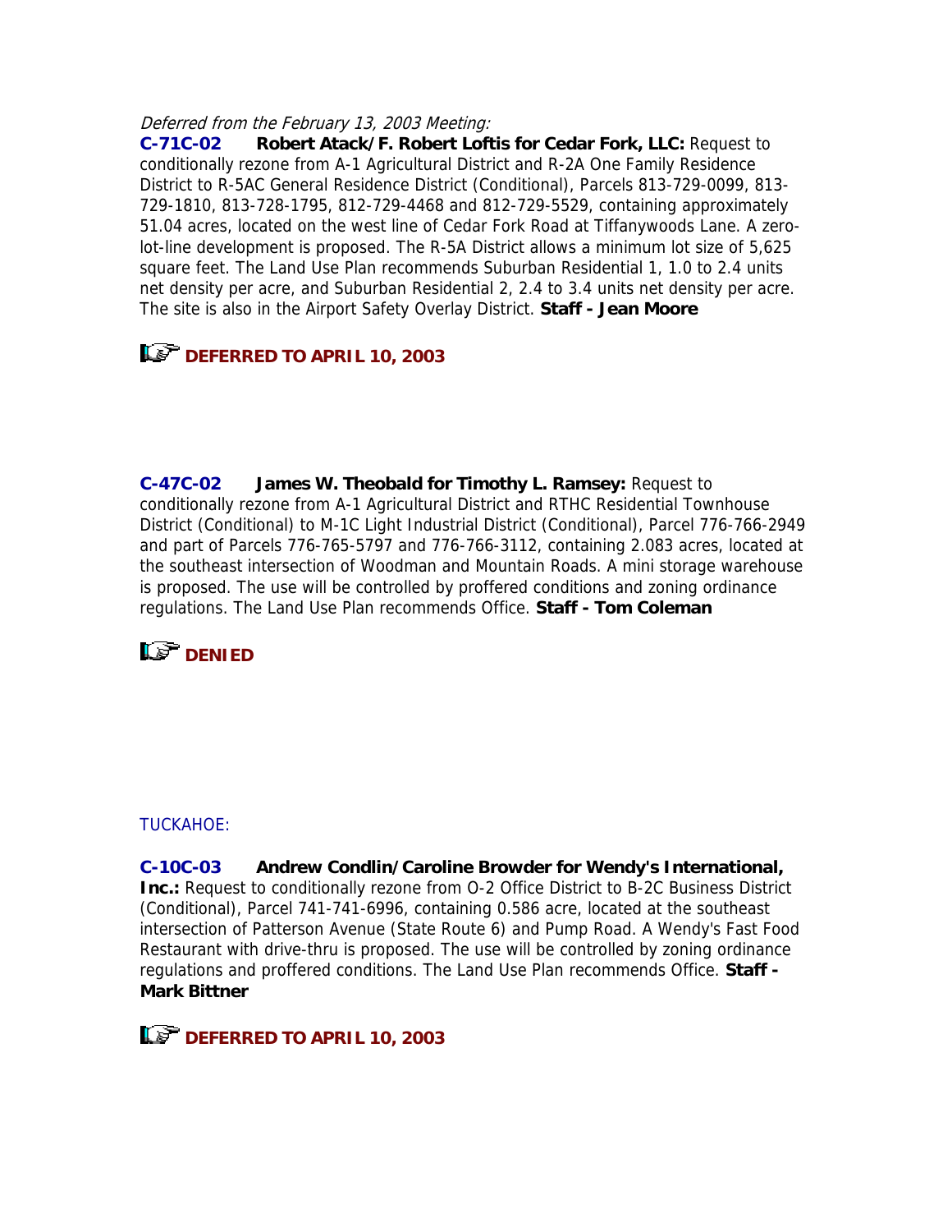*Deferred from the February 13, 2003 Meeting:*

**C-71C-02 Robert Atack/F. Robert Loftis for Cedar Fork, LLC:** Request to conditionally rezone from A-1 Agricultural District and R-2A One Family Residence District to R-5AC General Residence District (Conditional), Parcels 813-729-0099, 813-729-1810, 813-728-1795, 812-729-4468 and 812-729-5529, containing approximately 51.04 acres, located on the west line of Cedar Fork Road at Tiffanywoods Lane. A zero-lot-line development is proposed. The R-5A District allows a minimum lot size of 5,625 square feet. The Land Use Plan recommends Suburban Residential 1, 1.0 to 2.4 units net density per acre, and Suburban Residential 2, 2.4 to 3.4 units net density per acre. The site is also in the Airport Safety Overlay District. **Staff - Jean Moore**

**DEFERRED TO APRIL 10, 2003**

**C-47C-02 James W. Theobald for Timothy L. Ramsey:** Request to conditionally rezone from A-1 Agricultural District and RTHC Residential Townhouse District (Conditional) to M-1C Light Industrial District (Conditional), Parcel 776-766-2949 and part of Parcels 776-765-5797 and 776-766-3112, containing 2.083 acres, located at the southeast intersection of Woodman and Mountain Roads. A mini storage warehouse is proposed. The use will be controlled by proffered conditions and zoning ordinance regulations. The Land Use Plan recommends Office. **Staff - Tom Coleman**

**DENIED**

TUCKAHOE:

**C-10C-03 Andrew Condlin/Caroline Browder for Wendy's International, Inc.:** Request to conditionally rezone from O-2 Office District to B-2C Business District (Conditional), Parcel 741-741-6996, containing 0.586 acre, located at the southeast intersection of Patterson Avenue (State Route 6) and Pump Road. A Wendy's Fast Food Restaurant with drive-thru is proposed. The use will be controlled by zoning ordinance regulations and proffered conditions. The Land Use Plan recommends Office. **Staff - Mark Bittner**

**DEFERRED TO APRIL 10, 2003**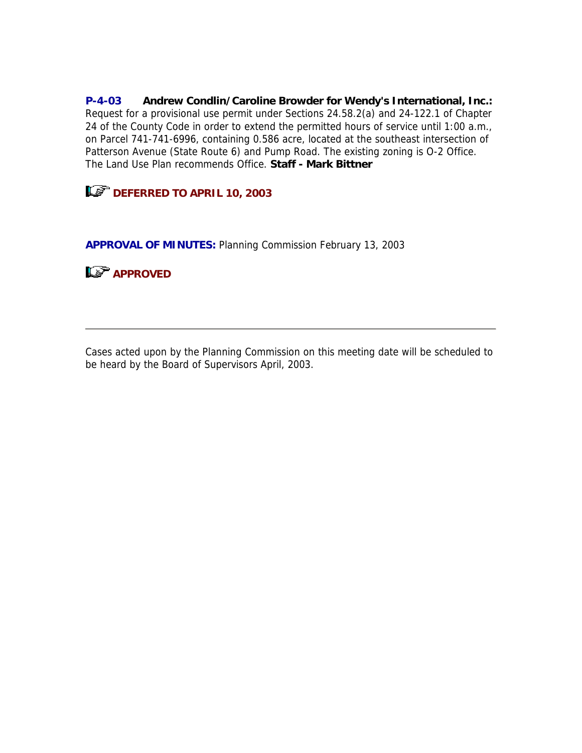**P-4-03** **Andrew Condlin/Caroline Browder for Wendy's International, Inc.:** Request for a provisional use permit under Sections 24.58.2(a) and 24-122.1 of Chapter 24 of the County Code in order to extend the permitted hours of service until 1:00 a.m., on Parcel 741-741-6996, containing 0.586 acre, located at the southeast intersection of Patterson Avenue (State Route 6) and Pump Road. The existing zoning is O-2 Office. The Land Use Plan recommends Office. **Staff - Mark Bittner**

**DEFERRED TO APRIL 10, 2003**

**APPROVAL OF MINUTES:** Planning Commission February 13, 2003

**APPROVED**

---

Cases acted upon by the Planning Commission on this meeting date will be scheduled to be heard by the Board of Supervisors April, 2003.